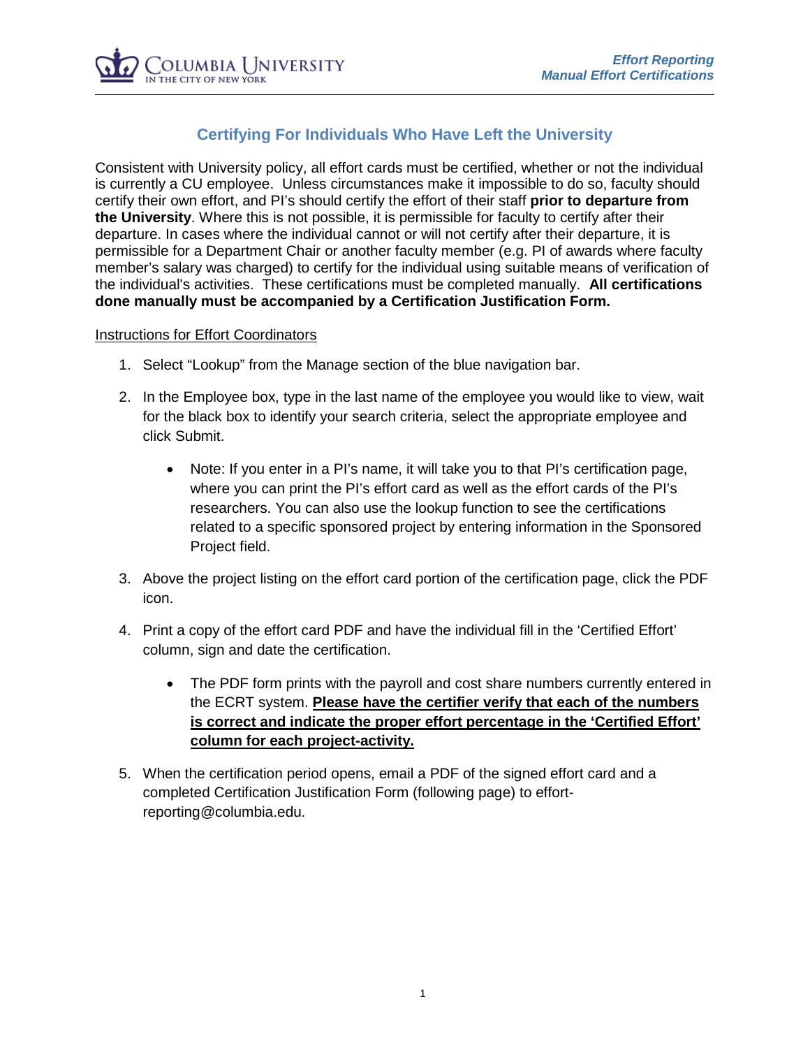# Certifying For Individuals Who Have Left the University

Consistent with University policy, all effort cards must be certified, whether or not the individual is currently a CU employee. Unless circumstances make it impossible to do so, faculty should certify their own effort, and PI's should certify the effort of their staff **prior to departure from the University**. Where this is not possible, it is permissible for faculty to certify after their departure. In cases where the individual cannot or will not certify after their departure, it is permissible for a Department Chair or another faculty member (e.g. PI of awards where faculty member's salary was charged) to certify for the individual using suitable means of verification of the individual's activities. These certifications must be completed manually. **All certifications done manually must be accompanied by a Certification Justification Form.**

<u>Instructions for Effort Coordinators</u>

1. Select "Lookup" from the Manage section of the blue navigation bar.
2. In the Employee box, type in the last name of the employee you would like to view, wait for the black box to identify your search criteria, select the appropriate employee and click Submit.
    - Note: If you enter in a PI's name, it will take you to that PI's certification page, where you can print the PI's effort card as well as the effort cards of the PI's researchers. You can also use the lookup function to see the certifications related to a specific sponsored project by entering information in the Sponsored Project field.
3. Above the project listing on the effort card portion of the certification page, click the PDF icon.
4. Print a copy of the effort card PDF and have the individual fill in the 'Certified Effort' column, sign and date the certification.
    - The PDF form prints with the payroll and cost share numbers currently entered in the ECRT system. **<u>Please have the certifier verify that each of the numbers is correct and indicate the proper effort percentage in the 'Certified Effort' column for each project-activity.</u>**
5. When the certification period opens, email a PDF of the signed effort card and a completed Certification Justification Form (following page) to effort-reporting@columbia.edu.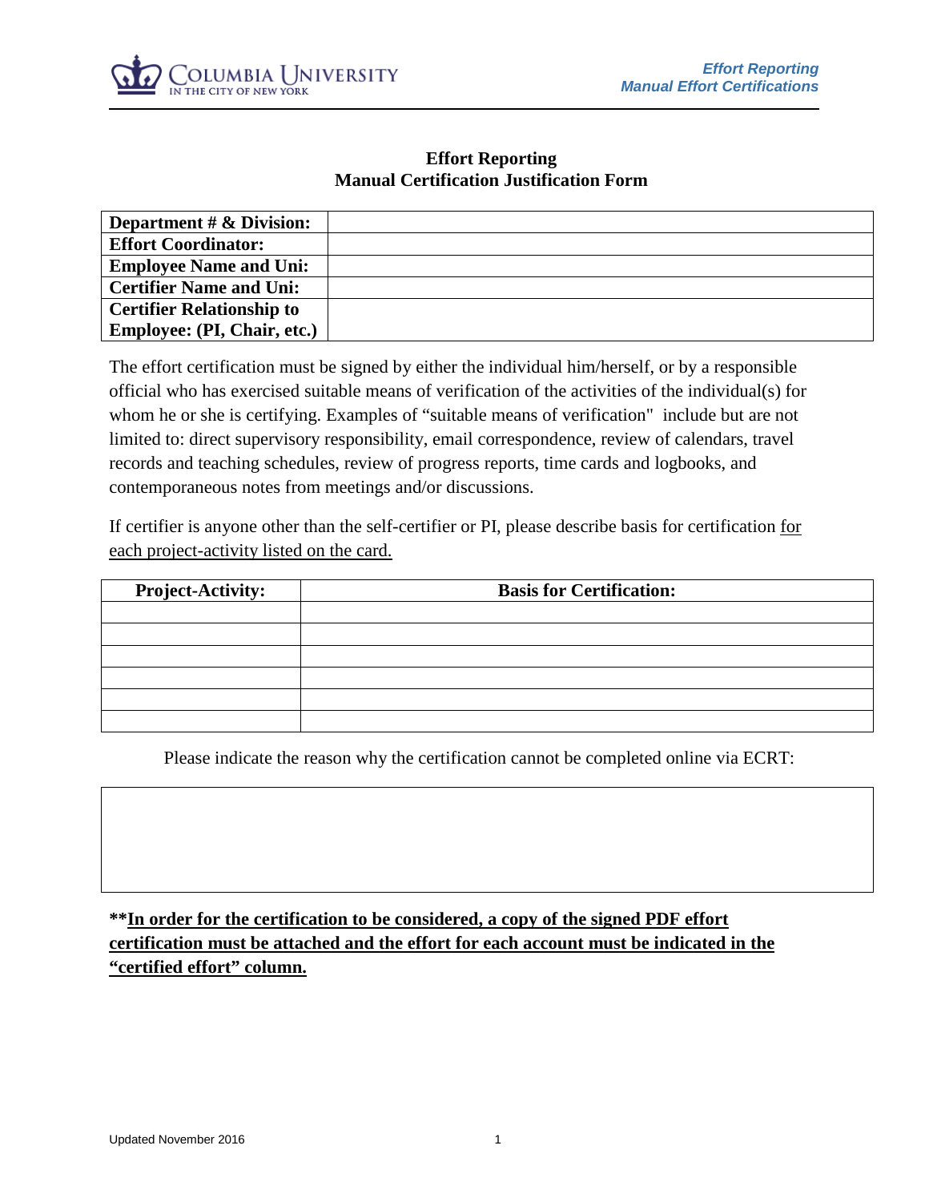# Effort Reporting
## Manual Certification Justification Form

| | |
|---|---|
| **Department # & Division:** | |
| **Effort Coordinator:** | |
| **Employee Name and Uni:** | |
| **Certifier Name and Uni:** | |
| **Certifier Relationship to Employee: (PI, Chair, etc.)** | |

The effort certification must be signed by either the individual him/herself, or by a responsible official who has exercised suitable means of verification of the activities of the individual(s) for whom he or she is certifying. Examples of "suitable means of verification" include but are not limited to: direct supervisory responsibility, email correspondence, review of calendars, travel records and teaching schedules, review of progress reports, time cards and logbooks, and contemporaneous notes from meetings and/or discussions.

If certifier is anyone other than the self-certifier or PI, please describe basis for certification <u>for each project-activity listed on the card.</u>

| Project-Activity: | Basis for Certification: |
|---|---|
| | |
| | |
| | |
| | |
| | |
| | |

Please indicate the reason why the certification cannot be completed online via ECRT:

| |
|---|
| |

****<u>In order for the certification to be considered, a copy of the signed PDF effort certification must be attached and the effort for each account must be indicated in the "certified effort" column.</u>**

Updated November 2016